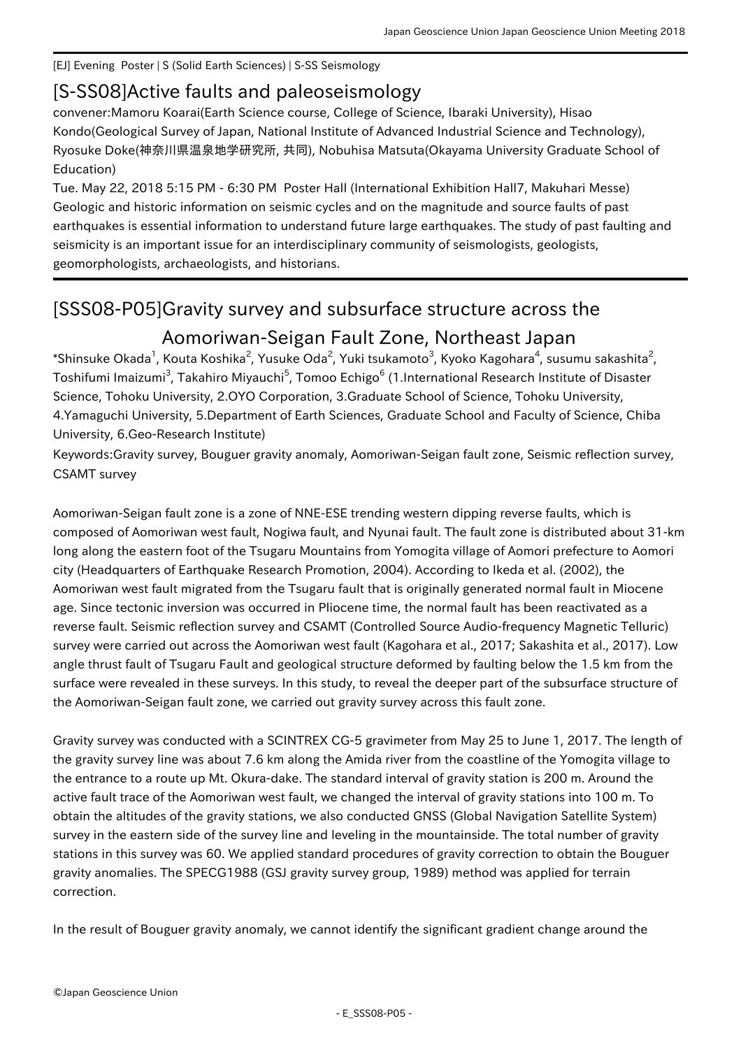[EJ] Evening Poster | S (Solid Earth Sciences) | S-SS Seismology

# [S-SS08]Active faults and paleoseismology

convener:Mamoru Koarai(Earth Science course, College of Science, Ibaraki University), Hisao Kondo(Geological Survey of Japan, National Institute of Advanced Industrial Science and Technology), Ryosuke Doke(神奈川県温泉地学研究所, 共同), Nobuhisa Matsuta(Okayama University Graduate School of Education)

Tue. May 22, 2018 5:15 PM - 6:30 PM Poster Hall (International Exhibition Hall7, Makuhari Messe)

Geologic and historic information on seismic cycles and on the magnitude and source faults of past earthquakes is essential information to understand future large earthquakes. The study of past faulting and seismicity is an important issue for an interdisciplinary community of seismologists, geologists, geomorphologists, archaeologists, and historians.

## [SSS08-P05]Gravity survey and subsurface structure across the Aomoriwan-Seigan Fault Zone, Northeast Japan

*Shinsuke Okada[1], Kouta Koshika[2], Yusuke Oda[2], Yuki tsukamoto[3], Kyoko Kagohara[4], susumu sakashita[2], Toshifumi Imaizumi[3], Takahiro Miyauchi[5], Tomoo Echigo[6] (1.International Research Institute of Disaster Science, Tohoku University, 2.OYO Corporation, 3.Graduate School of Science, Tohoku University, 4.Yamaguchi University, 5.Department of Earth Sciences, Graduate School and Faculty of Science, Chiba University, 6.Geo-Research Institute)

Keywords:Gravity survey, Bouguer gravity anomaly, Aomoriwan-Seigan fault zone, Seismic reflection survey, CSAMT survey

Aomoriwan-Seigan fault zone is a zone of NNE-ESE trending western dipping reverse faults, which is composed of Aomoriwan west fault, Nogiwa fault, and Nyunai fault. The fault zone is distributed about 31-km long along the eastern foot of the Tsugaru Mountains from Yomogita village of Aomori prefecture to Aomori city (Headquarters of Earthquake Research Promotion, 2004). According to Ikeda et al. (2002), the Aomoriwan west fault migrated from the Tsugaru fault that is originally generated normal fault in Miocene age. Since tectonic inversion was occurred in Pliocene time, the normal fault has been reactivated as a reverse fault. Seismic reflection survey and CSAMT (Controlled Source Audio-frequency Magnetic Telluric) survey were carried out across the Aomoriwan west fault (Kagohara et al., 2017; Sakashita et al., 2017). Low angle thrust fault of Tsugaru Fault and geological structure deformed by faulting below the 1.5 km from the surface were revealed in these surveys. In this study, to reveal the deeper part of the subsurface structure of the Aomoriwan-Seigan fault zone, we carried out gravity survey across this fault zone.

Gravity survey was conducted with a SCINTREX CG-5 gravimeter from May 25 to June 1, 2017. The length of the gravity survey line was about 7.6 km along the Amida river from the coastline of the Yomogita village to the entrance to a route up Mt. Okura-dake. The standard interval of gravity station is 200 m. Around the active fault trace of the Aomoriwan west fault, we changed the interval of gravity stations into 100 m. To obtain the altitudes of the gravity stations, we also conducted GNSS (Global Navigation Satellite System) survey in the eastern side of the survey line and leveling in the mountainside. The total number of gravity stations in this survey was 60. We applied standard procedures of gravity correction to obtain the Bouguer gravity anomalies. The SPECG1988 (GSJ gravity survey group, 1989) method was applied for terrain correction.

In the result of Bouguer gravity anomaly, we cannot identify the significant gradient change around the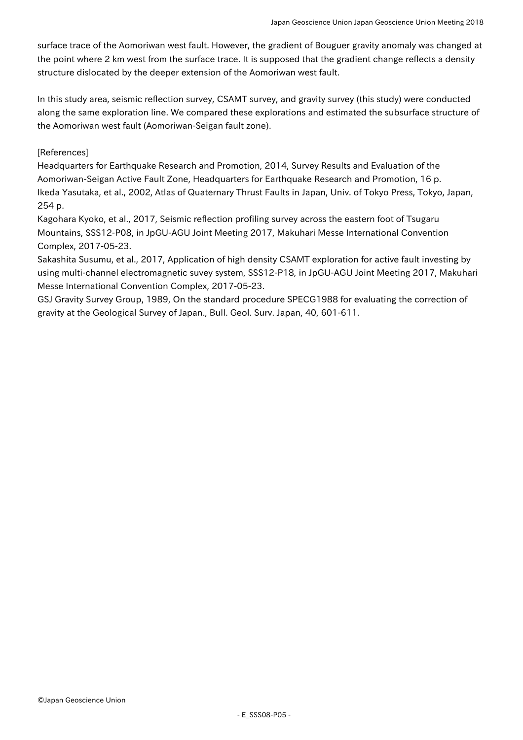surface trace of the Aomoriwan west fault. However, the gradient of Bouguer gravity anomaly was changed at the point where 2 km west from the surface trace. It is supposed that the gradient change reflects a density structure dislocated by the deeper extension of the Aomoriwan west fault.

In this study area, seismic reflection survey, CSAMT survey, and gravity survey (this study) were conducted along the same exploration line. We compared these explorations and estimated the subsurface structure of the Aomoriwan west fault (Aomoriwan-Seigan fault zone).

[References]

Headquarters for Earthquake Research and Promotion, 2014, Survey Results and Evaluation of the Aomoriwan-Seigan Active Fault Zone, Headquarters for Earthquake Research and Promotion, 16 p.

Ikeda Yasutaka, et al., 2002, Atlas of Quaternary Thrust Faults in Japan, Univ. of Tokyo Press, Tokyo, Japan, 254 p.

Kagohara Kyoko, et al., 2017, Seismic reflection profiling survey across the eastern foot of Tsugaru Mountains, SSS12-P08, in JpGU-AGU Joint Meeting 2017, Makuhari Messe International Convention Complex, 2017-05-23.

Sakashita Susumu, et al., 2017, Application of high density CSAMT exploration for active fault investing by using multi-channel electromagnetic suvey system, SSS12-P18, in JpGU-AGU Joint Meeting 2017, Makuhari Messe International Convention Complex, 2017-05-23.

GSJ Gravity Survey Group, 1989, On the standard procedure SPECG1988 for evaluating the correction of gravity at the Geological Survey of Japan., Bull. Geol. Surv. Japan, 40, 601-611.